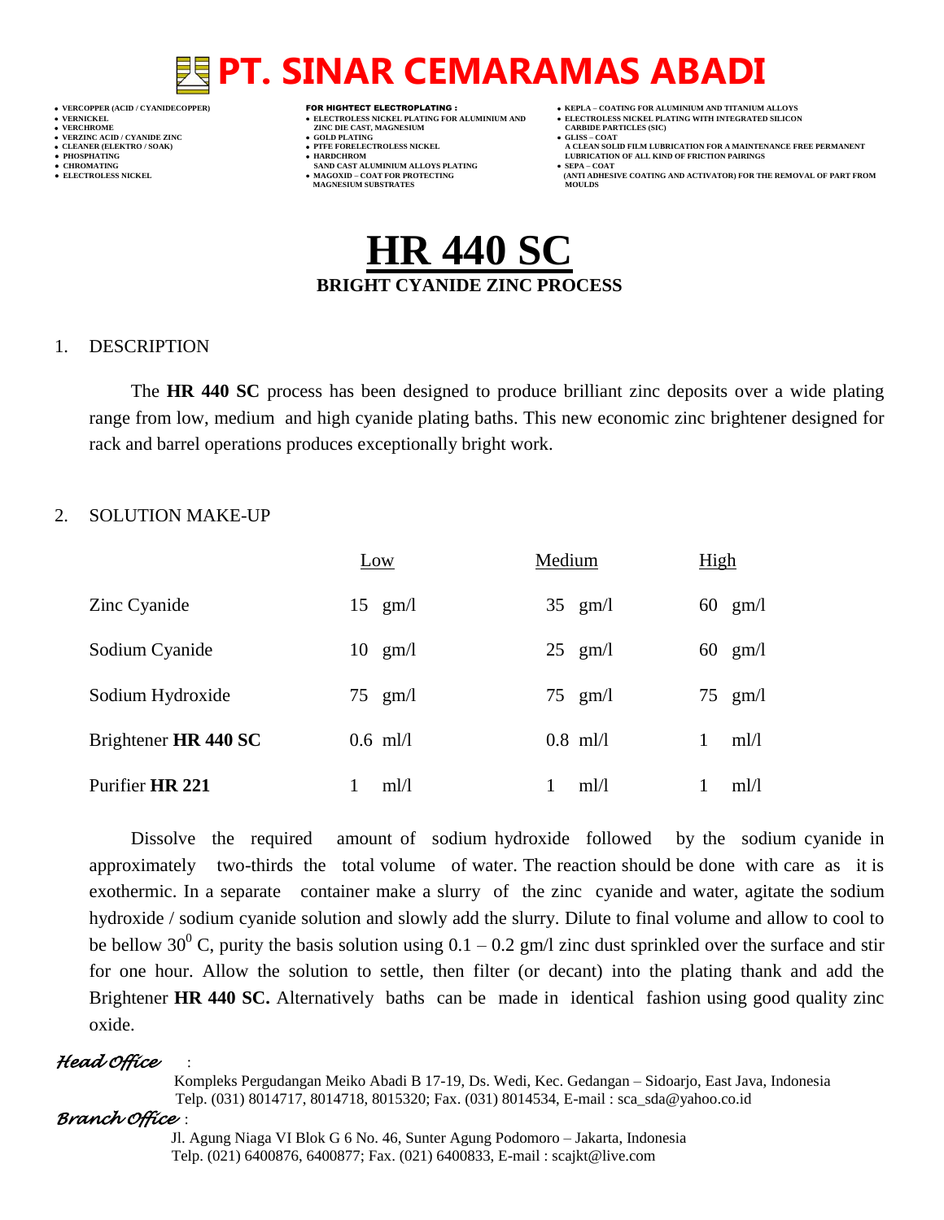# PT. SINAR CEMARAMAS ABADI

- VERCOPPER (ACID / CYANIDECOPPER)
- VERNICKEL
- VERCHROME
- VERZINC ACID / CYANIDE ZINC
- CLEANER (ELEKTRO / SOAK)
- PHOSPHATING
- CHROMATING
- ELECTROLESS NICKEL

**FOR HIGHTECT ELECTROPLATING :**

- ELECTROLESS NICKEL PLATING FOR ALUMINIUM AND ZINC DIE CAST, MAGNESIUM
- GOLD PLATING
- PTFE FORELECTROLESS NICKEL
- HARDCHROM
  SAND CAST ALUMINIUM ALLOYS PLATING
- MAGOXID – COAT FOR PROTECTING MAGNESIUM SUBSTRATES

- KEPLA – COATING FOR ALUMINIUM AND TITANIUM ALLOYS
- ELECTROLESS NICKEL PLATING WITH INTEGRATED SILICON CARBIDE PARTICLES (SIC)
- GLISS – COAT
  A CLEAN SOLID FILM LUBRICATION FOR A MAINTENANCE FREE PERMANENT LUBRICATION OF ALL KIND OF FRICTION PAIRINGS
- SEPA – COAT
  (ANTI ADHESIVE COATING AND ACTIVATOR) FOR THE REMOVAL OF PART FROM MOULDS

# HR 440 SC

**BRIGHT CYANIDE ZINC PROCESS**

1. DESCRIPTION

The **HR 440 SC** process has been designed to produce brilliant zinc deposits over a wide plating range from low, medium and high cyanide plating baths. This new economic zinc brightener designed for rack and barrel operations produces exceptionally bright work.

2. SOLUTION MAKE-UP

| | Low | Medium | High |
|---|---|---|---|
| Zinc Cyanide | 15 gm/l | 35 gm/l | 60 gm/l |
| Sodium Cyanide | 10 gm/l | 25 gm/l | 60 gm/l |
| Sodium Hydroxide | 75 gm/l | 75 gm/l | 75 gm/l |
| Brightener **HR 440 SC** | 0.6 ml/l | 0.8 ml/l | 1 ml/l |
| Purifier **HR 221** | 1 ml/l | 1 ml/l | 1 ml/l |

Dissolve the required amount of sodium hydroxide followed by the sodium cyanide in approximately two-thirds the total volume of water. The reaction should be done with care as it is exothermic. In a separate container make a slurry of the zinc cyanide and water, agitate the sodium hydroxide / sodium cyanide solution and slowly add the slurry. Dilute to final volume and allow to cool to be bellow $30^0$ C, purity the basis solution using 0.1 – 0.2 gm/l zinc dust sprinkled over the surface and stir for one hour. Allow the solution to settle, then filter (or decant) into the plating thank and add the Brightener **HR 440 SC.** Alternatively baths can be made in identical fashion using good quality zinc oxide.

*Head Office* :
Kompleks Pergudangan Meiko Abadi B 17-19, Ds. Wedi, Kec. Gedangan – Sidoarjo, East Java, Indonesia
Telp. (031) 8014717, 8014718, 8015320; Fax. (031) 8014534, E-mail : sca_sda@yahoo.co.id

*Branch Office* :
Jl. Agung Niaga VI Blok G 6 No. 46, Sunter Agung Podomoro – Jakarta, Indonesia
Telp. (021) 6400876, 6400877; Fax. (021) 6400833, E-mail : scajkt@live.com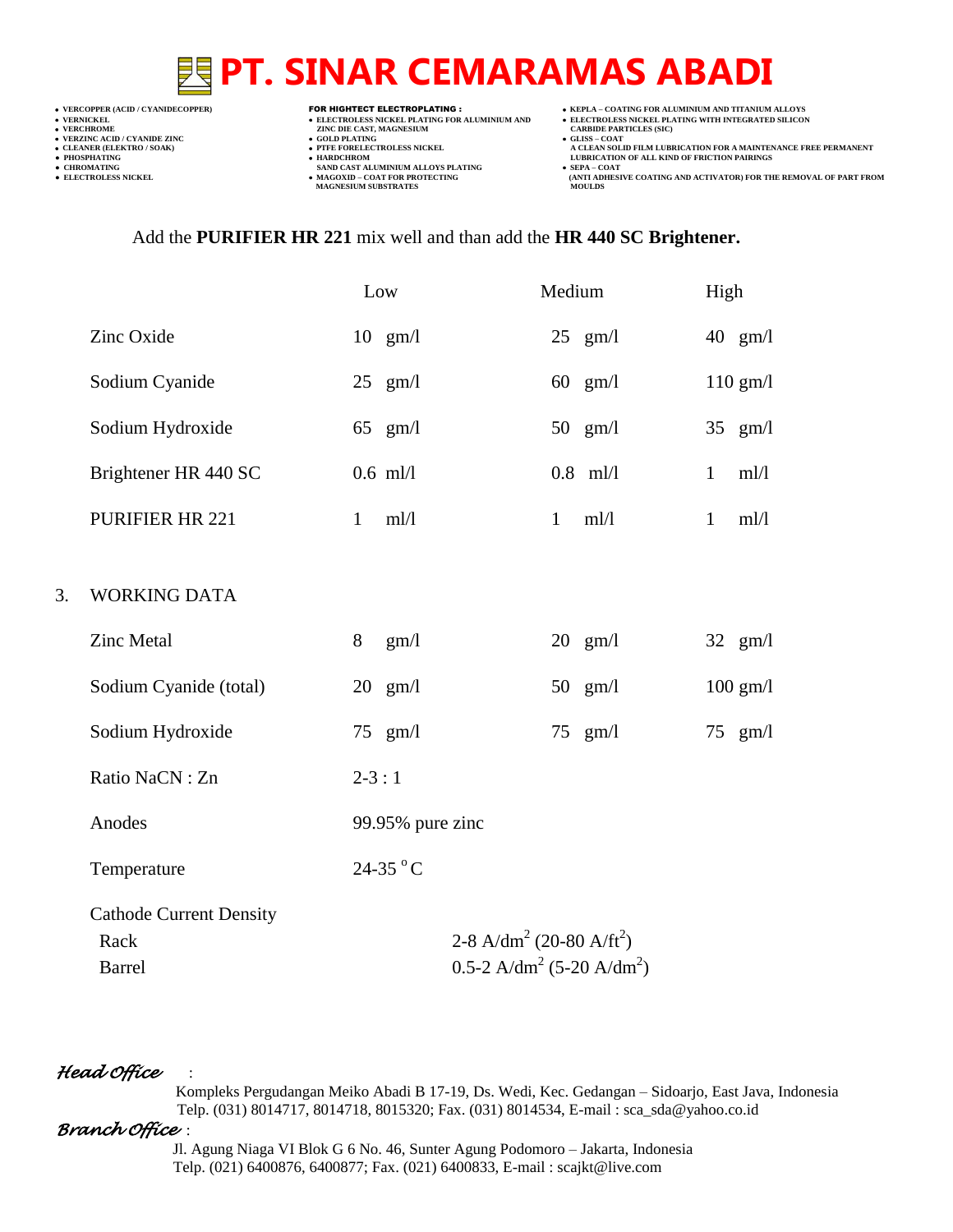Add the **PURIFIER HR 221** mix well and than add the **HR 440 SC Brightener.**

| | Low | Medium | High |
|---|---|---|---|
| Zinc Oxide | 10 gm/l | 25 gm/l | 40 gm/l |
| Sodium Cyanide | 25 gm/l | 60 gm/l | 110 gm/l |
| Sodium Hydroxide | 65 gm/l | 50 gm/l | 35 gm/l |
| Brightener HR 440 SC | 0.6 ml/l | 0.8 ml/l | 1 ml/l |
| PURIFIER HR 221 | 1 ml/l | 1 ml/l | 1 ml/l |

3. WORKING DATA

| | Low | Medium | High |
|---|---|---|---|
| Zinc Metal | 8 gm/l | 20 gm/l | 32 gm/l |
| Sodium Cyanide (total) | 20 gm/l | 50 gm/l | 100 gm/l |
| Sodium Hydroxide | 75 gm/l | 75 gm/l | 75 gm/l |
| Ratio NaCN : Zn | 2-3 : 1 | | |
| Anodes | 99.95% pure zinc | | |
| Temperature | 24-35 $^{o}$C | | |

Cathode Current Density

- Rack: 2-8 $A/dm^2$ (20-80 $A/ft^2$)
- Barrel: 0.5-2 $A/dm^2$ (5-20 $A/dm^2$)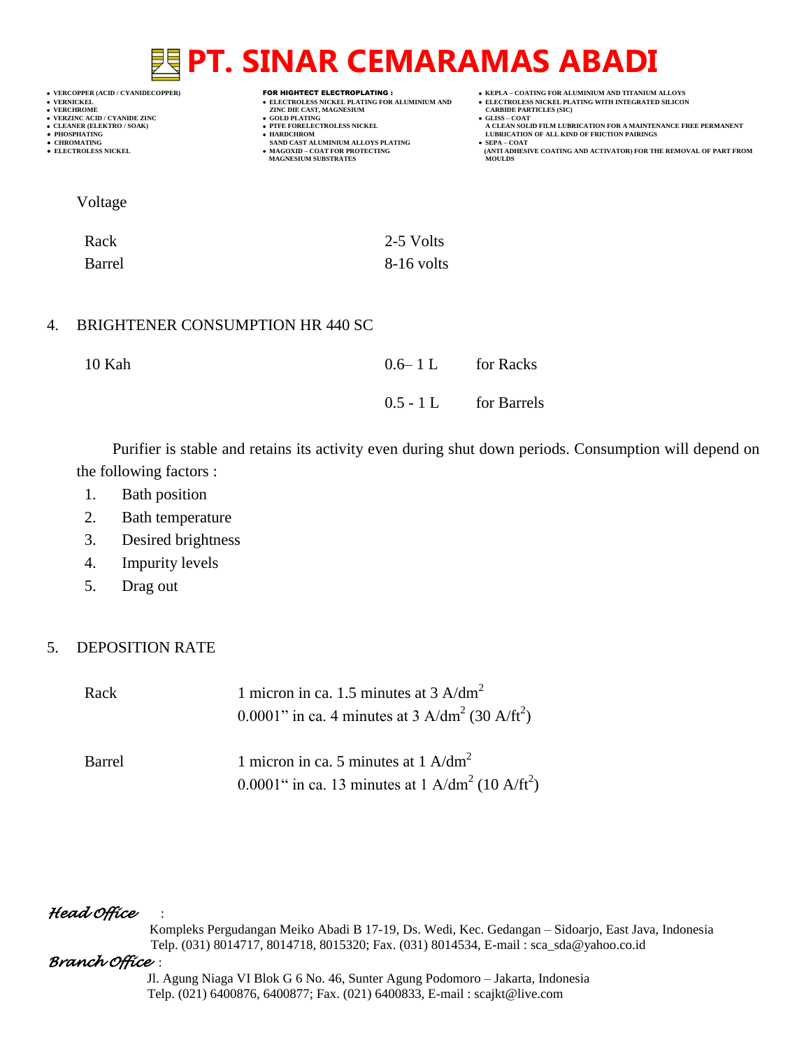Voltage

| | |
|---|---|
| Rack | 2-5 Volts |
| Barrel | 8-16 volts |

4. BRIGHTENER CONSUMPTION HR 440 SC

| | | |
|---|---|---|
| 10 Kah | 0.6– 1 L | for Racks |
| | 0.5 - 1 L | for Barrels |

Purifier is stable and retains its activity even during shut down periods. Consumption will depend on the following factors :

1. Bath position
2. Bath temperature
3. Desired brightness
4. Impurity levels
5. Drag out

5. DEPOSITION RATE

| | |
|---|---|
| Rack | 1 micron in ca. 1.5 minutes at 3 $A/dm^2$<br>0.0001" in ca. 4 minutes at 3 $A/dm^2$ (30 $A/ft^2$) |
| Barrel | 1 micron in ca. 5 minutes at 1 $A/dm^2$<br>0.0001" in ca. 13 minutes at 1 $A/dm^2$ (10 $A/ft^2$) |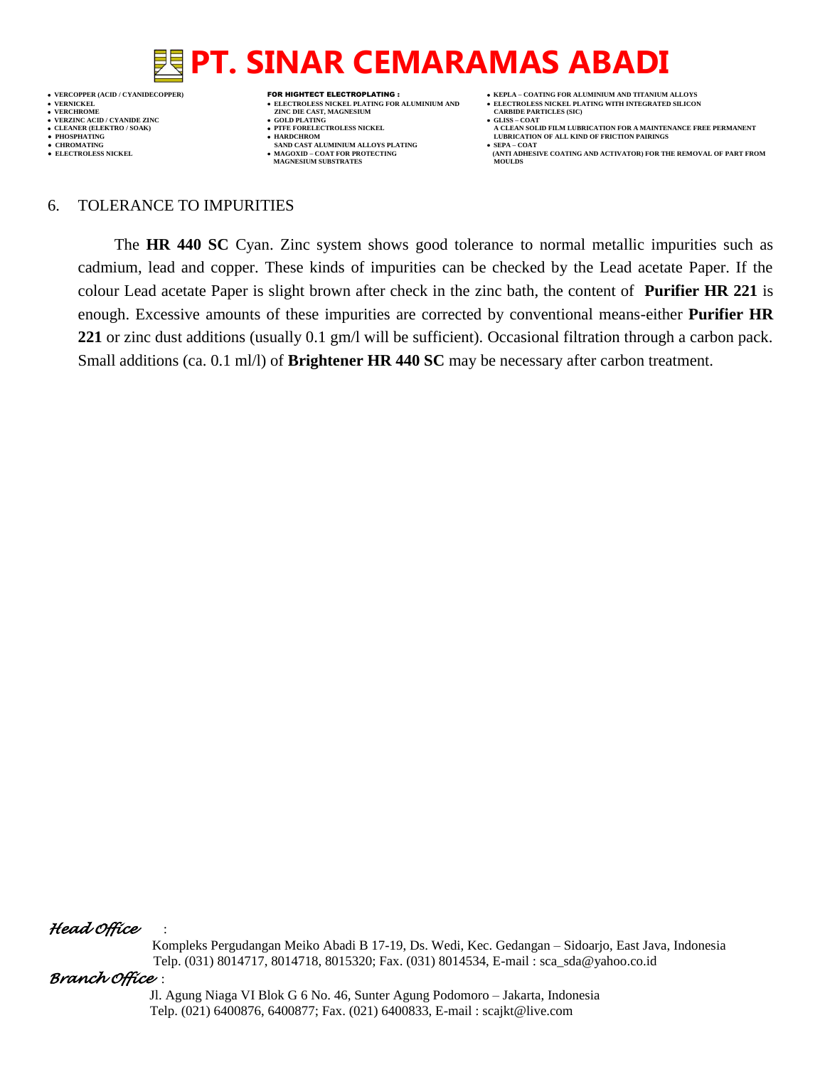## 6. TOLERANCE TO IMPURITIES

The **HR 440 SC** Cyan. Zinc system shows good tolerance to normal metallic impurities such as cadmium, lead and copper. These kinds of impurities can be checked by the Lead acetate Paper. If the colour Lead acetate Paper is slight brown after check in the zinc bath, the content of **Purifier HR 221** is enough. Excessive amounts of these impurities are corrected by conventional means-either **Purifier HR 221** or zinc dust additions (usually 0.1 gm/l will be sufficient). Occasional filtration through a carbon pack. Small additions (ca. 0.1 ml/l) of **Brightener HR 440 SC** may be necessary after carbon treatment.